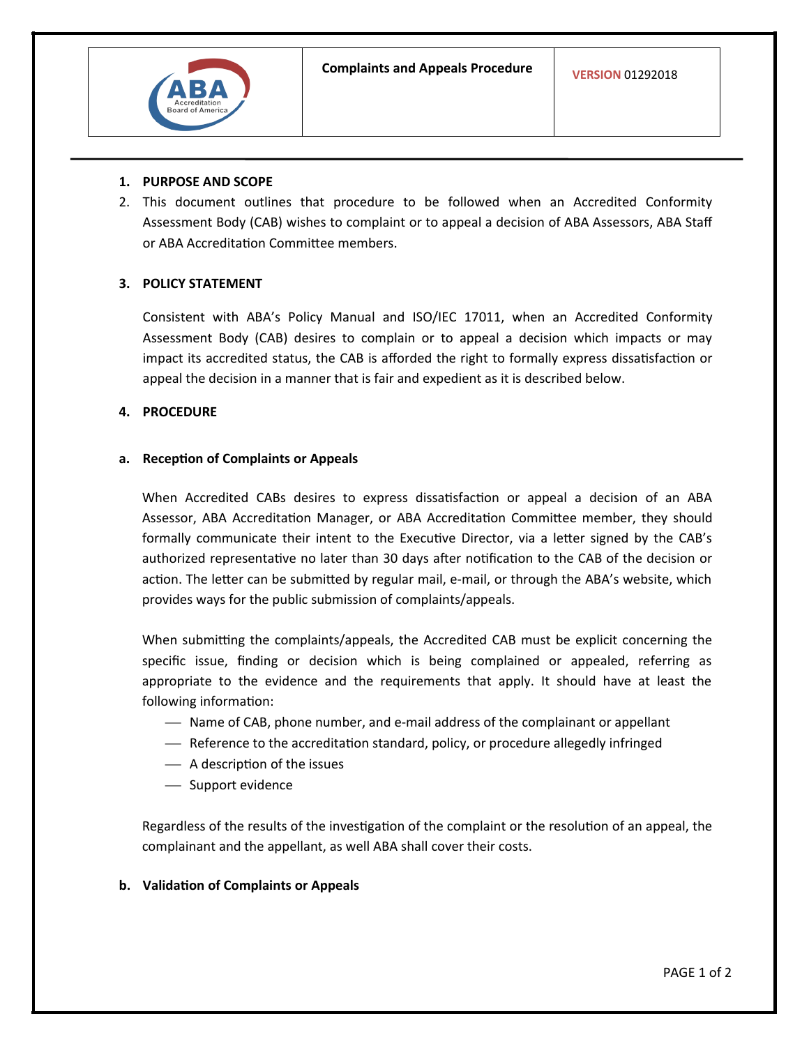**Complaints and Appeals Procedure** | **VERSION** 01292018

## 1. PURPOSE AND SCOPE

2. This document outlines that procedure to be followed when an Accredited Conformity Assessment Body (CAB) wishes to complaint or to appeal a decision of ABA Assessors, ABA Staff or ABA Accreditation Committee members.

## 3. POLICY STATEMENT

Consistent with ABA's Policy Manual and ISO/IEC 17011, when an Accredited Conformity Assessment Body (CAB) desires to complain or to appeal a decision which impacts or may impact its accredited status, the CAB is afforded the right to formally express dissatisfaction or appeal the decision in a manner that is fair and expedient as it is described below.

## 4. PROCEDURE

### a. Reception of Complaints or Appeals

When Accredited CABs desires to express dissatisfaction or appeal a decision of an ABA Assessor, ABA Accreditation Manager, or ABA Accreditation Committee member, they should formally communicate their intent to the Executive Director, via a letter signed by the CAB's authorized representative no later than 30 days after notification to the CAB of the decision or action. The letter can be submitted by regular mail, e-mail, or through the ABA's website, which provides ways for the public submission of complaints/appeals.

When submitting the complaints/appeals, the Accredited CAB must be explicit concerning the specific issue, finding or decision which is being complained or appealed, referring as appropriate to the evidence and the requirements that apply. It should have at least the following information:

- Name of CAB, phone number, and e-mail address of the complainant or appellant
- Reference to the accreditation standard, policy, or procedure allegedly infringed
- A description of the issues
- Support evidence

Regardless of the results of the investigation of the complaint or the resolution of an appeal, the complainant and the appellant, as well ABA shall cover their costs.

### b. Validation of Complaints or Appeals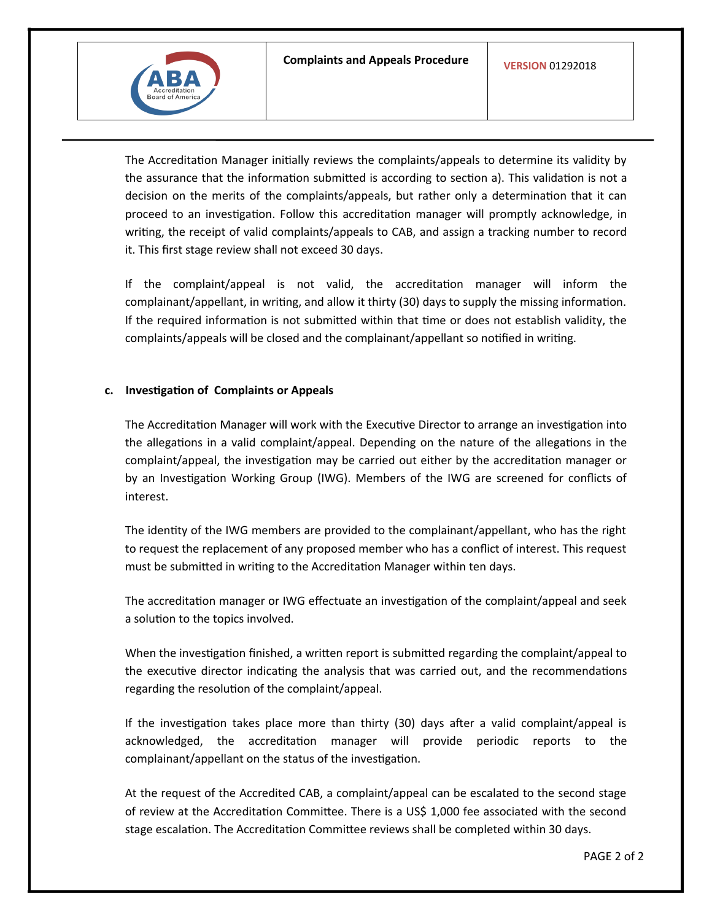The Accreditation Manager initially reviews the complaints/appeals to determine its validity by the assurance that the information submitted is according to section a). This validation is not a decision on the merits of the complaints/appeals, but rather only a determination that it can proceed to an investigation. Follow this accreditation manager will promptly acknowledge, in writing, the receipt of valid complaints/appeals to CAB, and assign a tracking number to record it. This first stage review shall not exceed 30 days.

If the complaint/appeal is not valid, the accreditation manager will inform the complainant/appellant, in writing, and allow it thirty (30) days to supply the missing information. If the required information is not submitted within that time or does not establish validity, the complaints/appeals will be closed and the complainant/appellant so notified in writing.

**c. Investigation of Complaints or Appeals**

The Accreditation Manager will work with the Executive Director to arrange an investigation into the allegations in a valid complaint/appeal. Depending on the nature of the allegations in the complaint/appeal, the investigation may be carried out either by the accreditation manager or by an Investigation Working Group (IWG). Members of the IWG are screened for conflicts of interest.

The identity of the IWG members are provided to the complainant/appellant, who has the right to request the replacement of any proposed member who has a conflict of interest. This request must be submitted in writing to the Accreditation Manager within ten days.

The accreditation manager or IWG effectuate an investigation of the complaint/appeal and seek a solution to the topics involved.

When the investigation finished, a written report is submitted regarding the complaint/appeal to the executive director indicating the analysis that was carried out, and the recommendations regarding the resolution of the complaint/appeal.

If the investigation takes place more than thirty (30) days after a valid complaint/appeal is acknowledged, the accreditation manager will provide periodic reports to the complainant/appellant on the status of the investigation.

At the request of the Accredited CAB, a complaint/appeal can be escalated to the second stage of review at the Accreditation Committee. There is a US$ 1,000 fee associated with the second stage escalation. The Accreditation Committee reviews shall be completed within 30 days.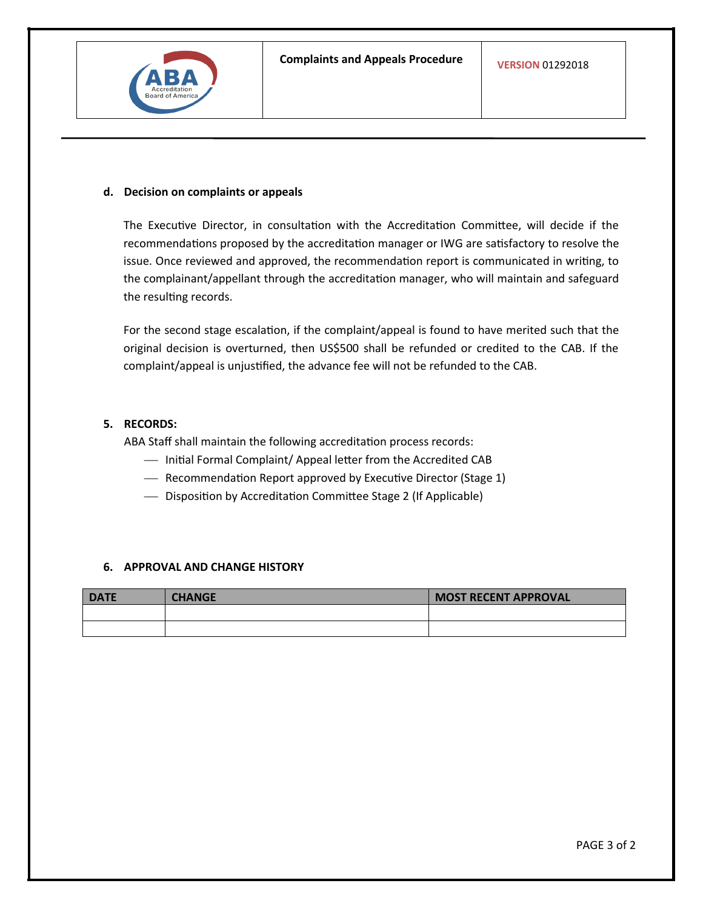#### d. Decision on complaints or appeals

The Executive Director, in consultation with the Accreditation Committee, will decide if the recommendations proposed by the accreditation manager or IWG are satisfactory to resolve the issue. Once reviewed and approved, the recommendation report is communicated in writing, to the complainant/appellant through the accreditation manager, who will maintain and safeguard the resulting records.

For the second stage escalation, if the complaint/appeal is found to have merited such that the original decision is overturned, then US$500 shall be refunded or credited to the CAB. If the complaint/appeal is unjustified, the advance fee will not be refunded to the CAB.

## 5. RECORDS:

ABA Staff shall maintain the following accreditation process records:

- Initial Formal Complaint/ Appeal letter from the Accredited CAB
- Recommendation Report approved by Executive Director (Stage 1)
- Disposition by Accreditation Committee Stage 2 (If Applicable)

## 6. APPROVAL AND CHANGE HISTORY

| DATE | CHANGE | MOST RECENT APPROVAL |
|---|---|---|
| | | |
| | | |